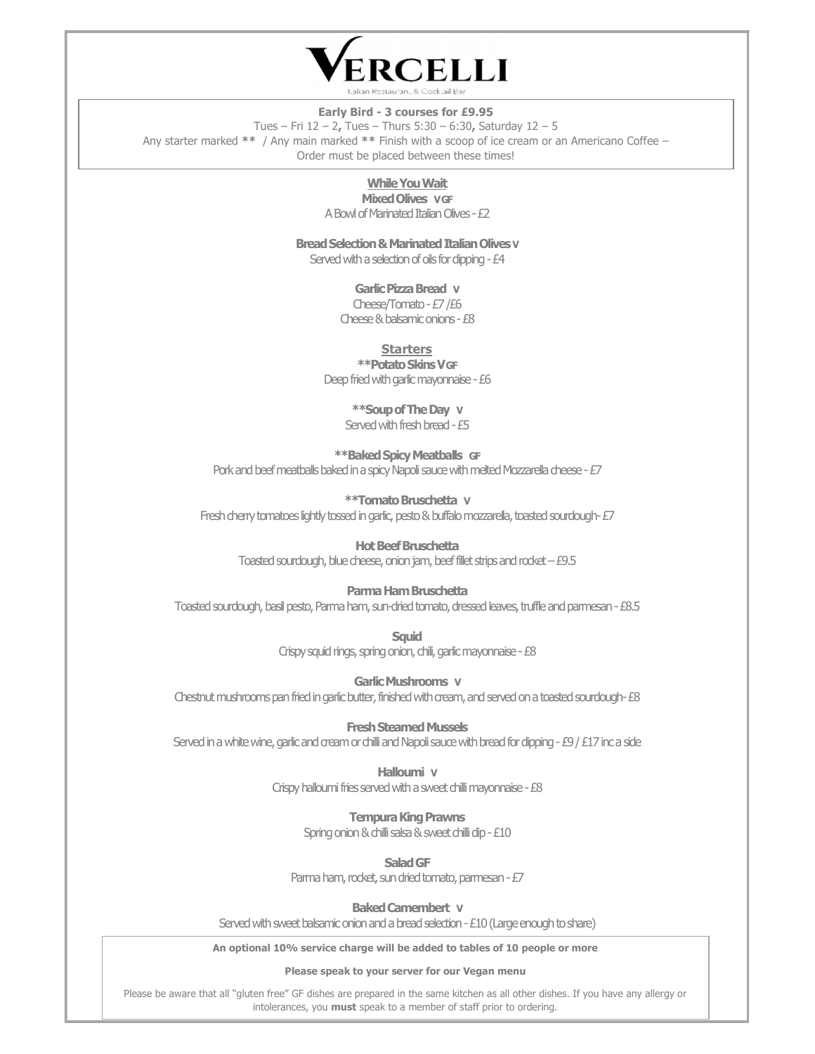# VERCELLI

Italian Restaurant & Cocktail Bar

**Early Bird - 3 courses for £9.95**

Tues – Fri 12 – 2, Tues – Thurs 5:30 – 6:30, Saturday 12 – 5

Any starter marked ** / Any main marked ** Finish with a scoop of ice cream or an Americano Coffee – Order must be placed between these times!

## While You Wait

**Mixed Olives V GF**
A Bowl of Marinated Italian Olives - £2

**Bread Selection & Marinated Italian Olives V**
Served with a selection of oils for dipping - £4

**Garlic Pizza Bread V**
Cheese/Tomato - £7 /£6
Cheese & balsamic onions - £8

## Starters

****Potato Skins V GF**
Deep fried with garlic mayonnaise - £6

****Soup of The Day V**
Served with fresh bread - £5

****Baked Spicy Meatballs GF**
Pork and beef meatballs baked in a spicy Napoli sauce with melted Mozzarella cheese - £7

****Tomato Bruschetta V**
Fresh cherry tomatoes lightly tossed in garlic, pesto & buffalo mozzarella, toasted sourdough- £7

**Hot Beef Bruschetta**
Toasted sourdough, blue cheese, onion jam, beef fillet strips and rocket – £9.5

**Parma Ham Bruschetta**
Toasted sourdough, basil pesto, Parma ham, sun-dried tomato, dressed leaves, truffle and parmesan - £8.5

**Squid**
Crispy squid rings, spring onion, chili, garlic mayonnaise - £8

**Garlic Mushrooms V**
Chestnut mushrooms pan fried in garlic butter, finished with cream, and served on a toasted sourdough- £8

**Fresh Steamed Mussels**
Served in a white wine, garlic and cream or chilli and Napoli sauce with bread for dipping - £9 / £17 inc a side

**Halloumi V**
Crispy halloumi fries served with a sweet chilli mayonnaise - £8

**Tempura King Prawns**
Spring onion & chilli salsa & sweet chilli dip - £10

**Salad GF**
Parma ham, rocket, sun dried tomato, parmesan - £7

**Baked Camembert V**
Served with sweet balsamic onion and a bread selection - £10 (Large enough to share)

**An optional 10% service charge will be added to tables of 10 people or more**

**Please speak to your server for our Vegan menu**

Please be aware that all "gluten free" GF dishes are prepared in the same kitchen as all other dishes. If you have any allergy or intolerances, you **must** speak to a member of staff prior to ordering.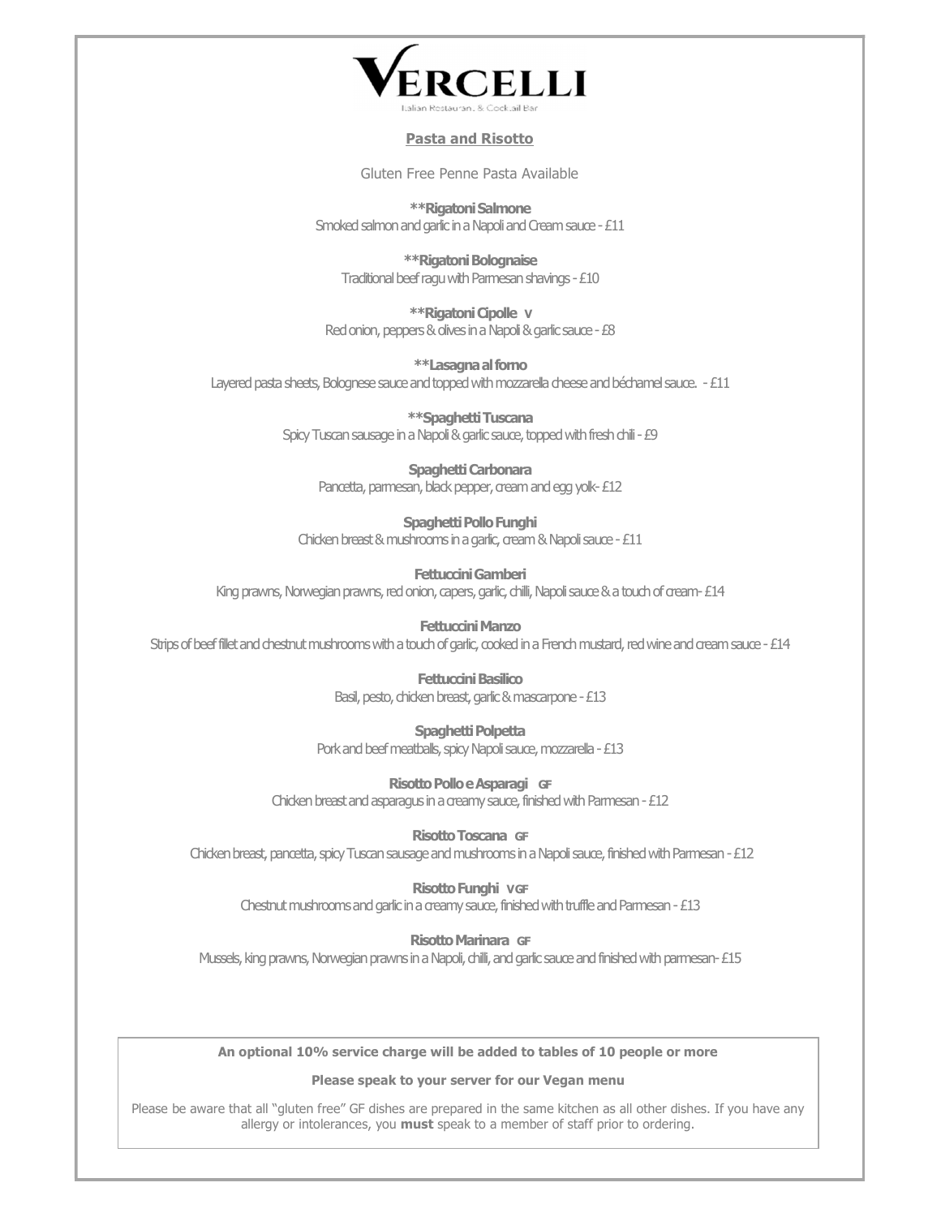# VERCELLI

Italian Restaurant & Cocktail Bar

## Pasta and Risotto

Gluten Free Penne Pasta Available

**\*\*Rigatoni Salmone**
Smoked salmon and garlic in a Napoli and Cream sauce - £11

**\*\*Rigatoni Bolognaise**
Traditional beef ragu with Parmesan shavings - £10

**\*\*Rigatoni Cipolle V**
Red onion, peppers & olives in a Napoli & garlic sauce - £8

**\*\*Lasagna al forno**
Layered pasta sheets, Bolognese sauce and topped with mozzarella cheese and béchamel sauce. - £11

**\*\*Spaghetti Tuscana**
Spicy Tuscan sausage in a Napoli & garlic sauce, topped with fresh chili - £9

**Spaghetti Carbonara**
Pancetta, parmesan, black pepper, cream and egg yolk- £12

**Spaghetti Pollo Funghi**
Chicken breast & mushrooms in a garlic, cream & Napoli sauce - £11

**Fettuccini Gamberi**
King prawns, Norwegian prawns, red onion, capers, garlic, chilli, Napoli sauce & a touch of cream- £14

**Fettuccini Manzo**
Strips of beef fillet and chestnut mushrooms with a touch of garlic, cooked in a French mustard, red wine and cream sauce - £14

**Fettuccini Basilico**
Basil, pesto, chicken breast, garlic & mascarpone - £13

**Spaghetti Polpetta**
Pork and beef meatballs, spicy Napoli sauce, mozzarella - £13

**Risotto Pollo e Asparagi GF**
Chicken breast and asparagus in a creamy sauce, finished with Parmesan - £12

**Risotto Toscana GF**
Chicken breast, pancetta, spicy Tuscan sausage and mushrooms in a Napoli sauce, finished with Parmesan - £12

**Risotto Funghi V GF**
Chestnut mushrooms and garlic in a creamy sauce, finished with truffle and Parmesan - £13

**Risotto Marinara GF**
Mussels, king prawns, Norwegian prawns in a Napoli, chilli, and garlic sauce and finished with parmesan- £15

**An optional 10% service charge will be added to tables of 10 people or more**

**Please speak to your server for our Vegan menu**

Please be aware that all "gluten free" GF dishes are prepared in the same kitchen as all other dishes. If you have any allergy or intolerances, you **must** speak to a member of staff prior to ordering.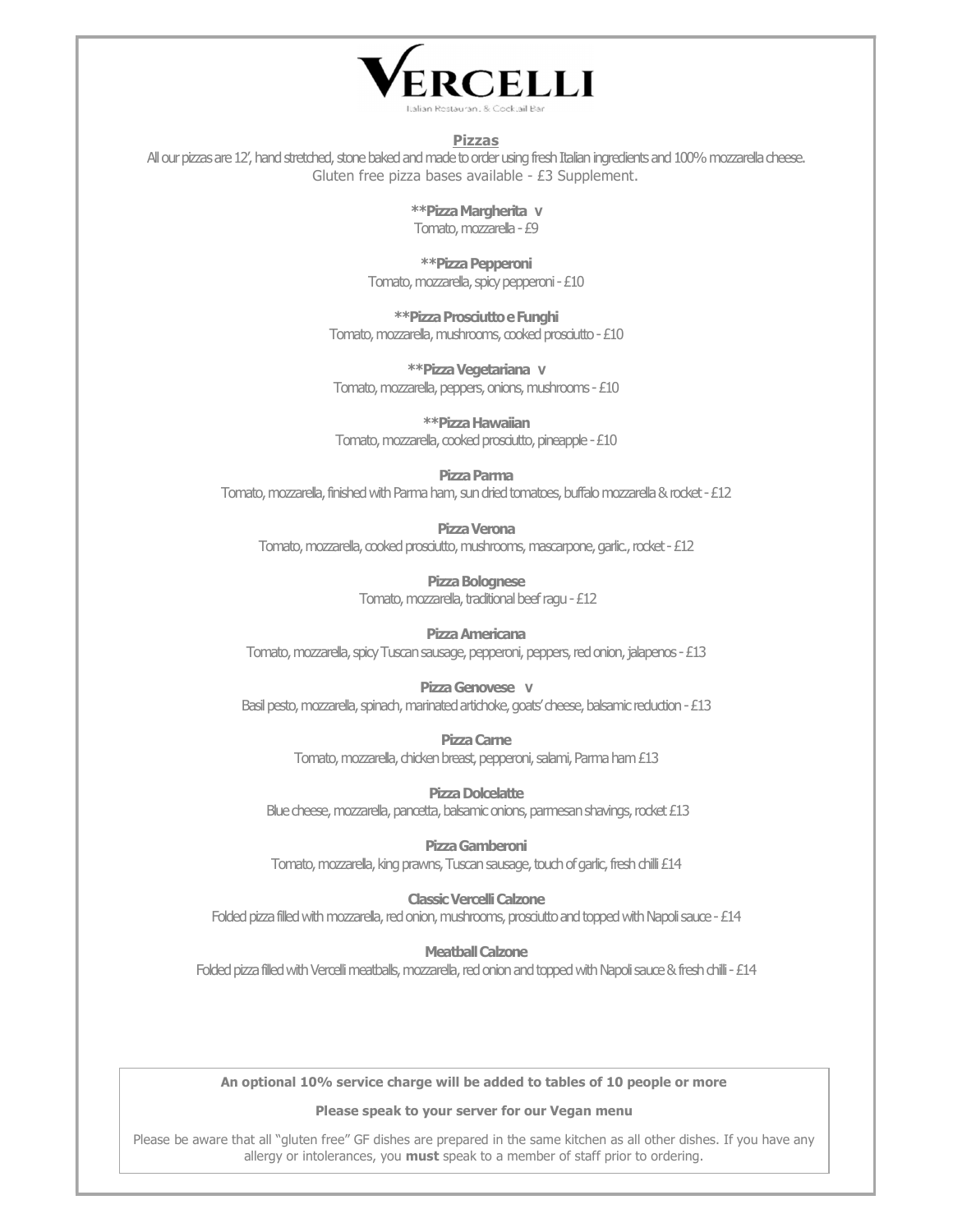# VERCELLI

Italian Restaurant & Cocktail Bar

## Pizzas

All our pizzas are 12', hand stretched, stone baked and made to order using fresh Italian ingredients and 100% mozzarella cheese.
Gluten free pizza bases available - £3 Supplement.

****Pizza Margherita** V**
Tomato, mozzarella - £9

****Pizza Pepperoni****
Tomato, mozzarella, spicy pepperoni - £10

****Pizza Prosciutto e Funghi****
Tomato, mozzarella, mushrooms, cooked prosciutto - £10

****Pizza Vegetariana** V**
Tomato, mozzarella, peppers, onions, mushrooms - £10

****Pizza Hawaiian****
Tomato, mozzarella, cooked prosciutto, pineapple - £10

**Pizza Parma**
Tomato, mozzarella, finished with Parma ham, sun dried tomatoes, buffalo mozzarella & rocket - £12

**Pizza Verona**
Tomato, mozzarella, cooked prosciutto, mushrooms, mascarpone, garlic., rocket - £12

**Pizza Bolognese**
Tomato, mozzarella, traditional beef ragu - £12

**Pizza Americana**
Tomato, mozzarella, spicy Tuscan sausage, pepperoni, peppers, red onion, jalapenos - £13

**Pizza Genovese V**
Basil pesto, mozzarella, spinach, marinated artichoke, goats' cheese, balsamic reduction - £13

**Pizza Carne**
Tomato, mozzarella, chicken breast, pepperoni, salami, Parma ham £13

**Pizza Dolcelatte**
Blue cheese, mozzarella, pancetta, balsamic onions, parmesan shavings, rocket £13

**Pizza Gamberoni**
Tomato, mozzarella, king prawns, Tuscan sausage, touch of garlic, fresh chilli £14

**Classic Vercelli Calzone**
Folded pizza filled with mozzarella, red onion, mushrooms, prosciutto and topped with Napoli sauce - £14

**Meatball Calzone**
Folded pizza filled with Vercelli meatballs, mozzarella, red onion and topped with Napoli sauce & fresh chilli - £14

---

**An optional 10% service charge will be added to tables of 10 people or more**

**Please speak to your server for our Vegan menu**

Please be aware that all "gluten free" GF dishes are prepared in the same kitchen as all other dishes. If you have any allergy or intolerances, you **must** speak to a member of staff prior to ordering.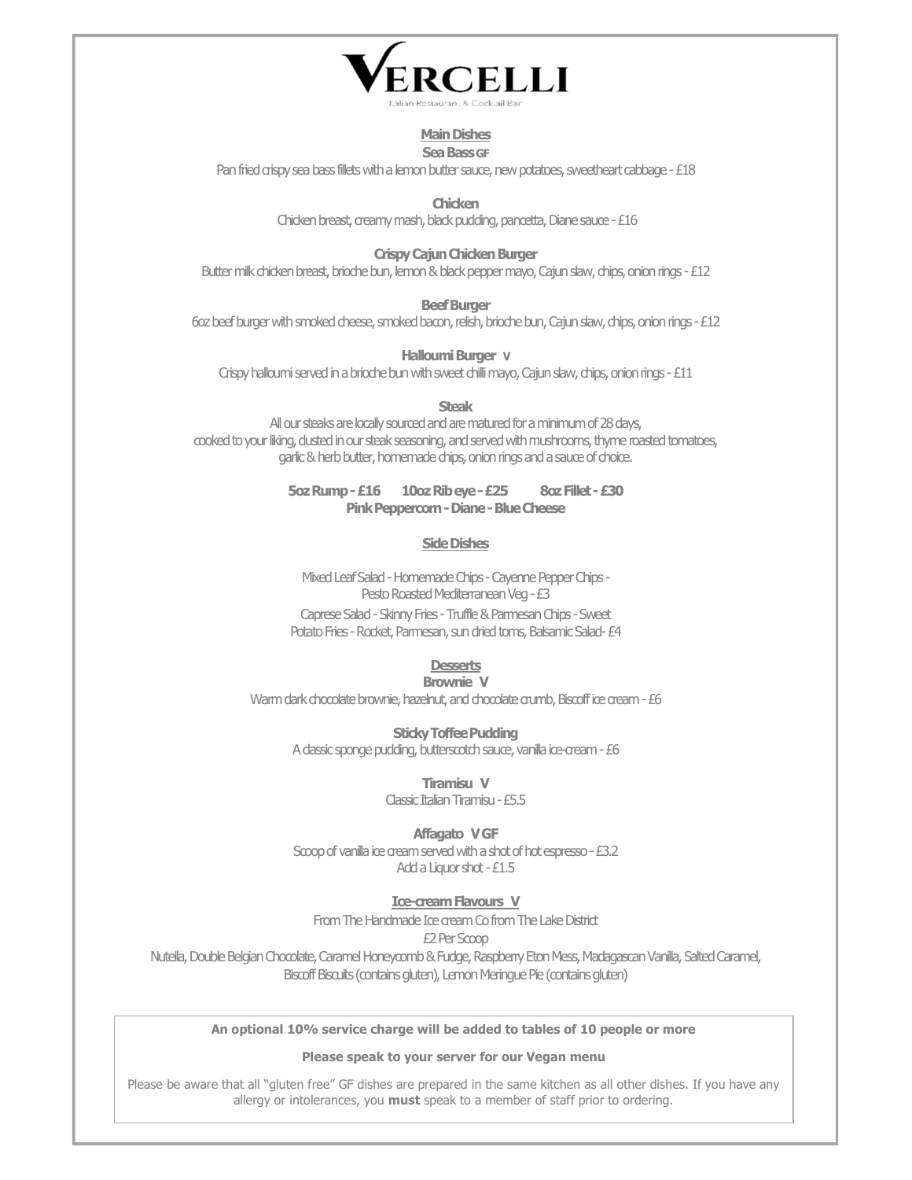# VERCELLI

Italian Restaurant & Cocktail Bar

## Main Dishes

**Sea Bass GF**

Pan fried crispy sea bass fillets with a lemon butter sauce, new potatoes, sweetheart cabbage - £18

**Chicken**

Chicken breast, creamy mash, black pudding, pancetta, Diane sauce - £16

**Crispy Cajun Chicken Burger**

Butter milk chicken breast, brioche bun, lemon & black pepper mayo, Cajun slaw, chips, onion rings - £12

**Beef Burger**

6oz beef burger with smoked cheese, smoked bacon, relish, brioche bun, Cajun slaw, chips, onion rings - £12

**Halloumi Burger V**

Crispy halloumi served in a brioche bun with sweet chilli mayo, Cajun slaw, chips, onion rings - £11

**Steak**

All our steaks are locally sourced and are matured for a minimum of 28 days, cooked to your liking, dusted in our steak seasoning, and served with mushrooms, thyme roasted tomatoes, garlic & herb butter, homemade chips, onion rings and a sauce of choice.

**5oz Rump - £16 10oz Rib eye - £25 8oz Fillet - £30**

**Pink Peppercorn - Diane - Blue Cheese**

## Side Dishes

Mixed Leaf Salad - Homemade Chips - Cayenne Pepper Chips - Pesto Roasted Mediterranean Veg - £3

Caprese Salad - Skinny Fries - Truffle & Parmesan Chips - Sweet Potato Fries - Rocket, Parmesan, sun dried toms, Balsamic Salad- £4

## Desserts

**Brownie V**

Warm dark chocolate brownie, hazelnut, and chocolate crumb, Biscoff ice cream - £6

**Sticky Toffee Pudding**

A classic sponge pudding, butterscotch sauce, vanilla ice-cream - £6

**Tiramisu V**

Classic Italian Tiramisu - £5.5

**Affagato V GF**

Scoop of vanilla ice cream served with a shot of hot espresso - £3.2

Add a Liquor shot - £1.5

## Ice-cream Flavours V

From The Handmade Ice cream Co from The Lake District

£2 Per Scoop

Nutella, Double Belgian Chocolate, Caramel Honeycomb & Fudge, Raspberry Eton Mess, Madagascan Vanilla, Salted Caramel, Biscoff Biscuits (contains gluten), Lemon Meringue Pie (contains gluten)

**An optional 10% service charge will be added to tables of 10 people or more**

**Please speak to your server for our Vegan menu**

Please be aware that all "gluten free" GF dishes are prepared in the same kitchen as all other dishes. If you have any allergy or intolerances, you **must** speak to a member of staff prior to ordering.